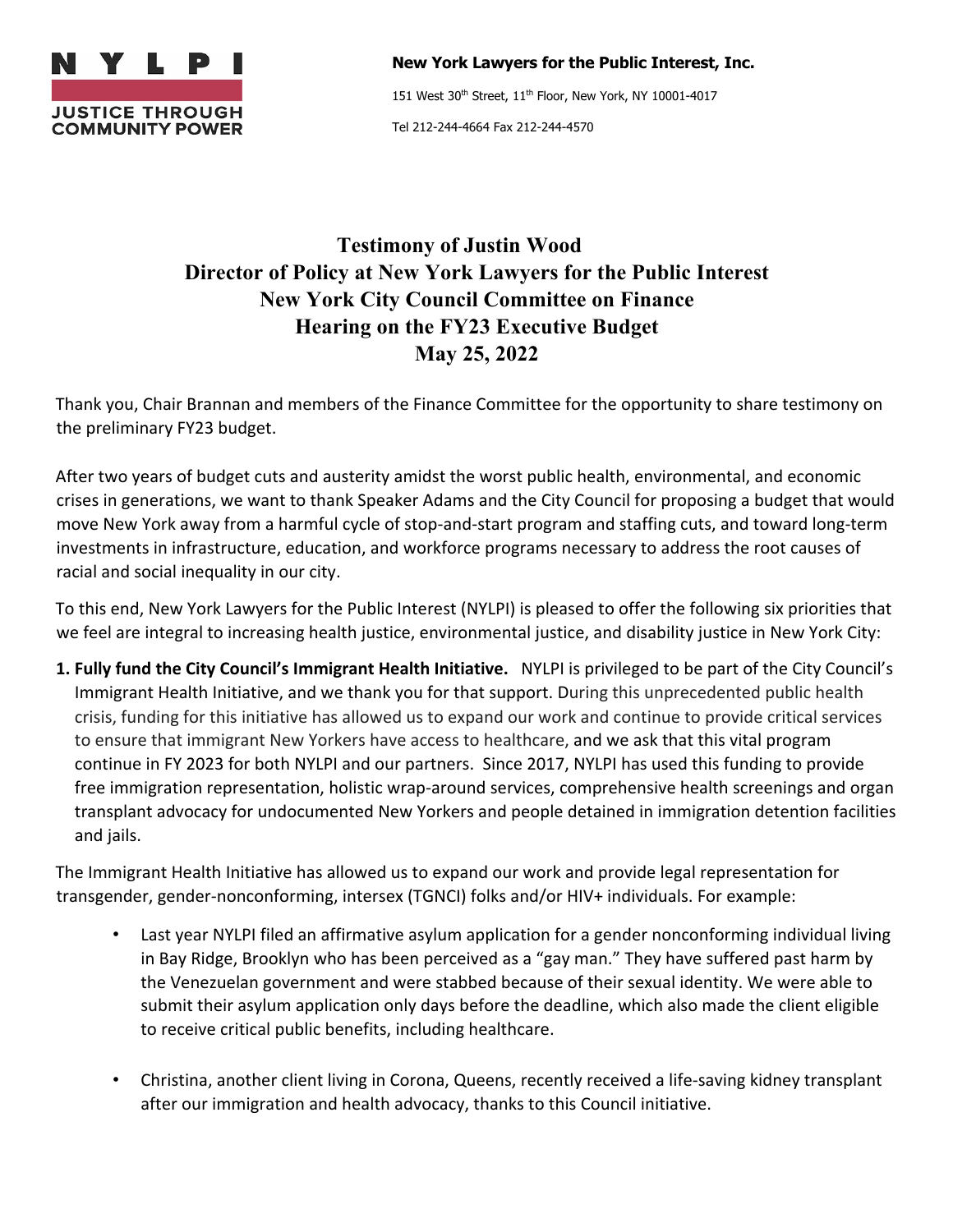**N Y L P I**

**JUSTICE THROUGH COMMUNITY POWER**

**New York Lawyers for the Public Interest, Inc.**

151 West 30th Street, 11th Floor, New York, NY 10001-4017

Tel 212-244-4664 Fax 212-244-4570

# Testimony of Justin Wood
## Director of Policy at New York Lawyers for the Public Interest
## New York City Council Committee on Finance
## Hearing on the FY23 Executive Budget
## May 25, 2022

Thank you, Chair Brannan and members of the Finance Committee for the opportunity to share testimony on the preliminary FY23 budget.

After two years of budget cuts and austerity amidst the worst public health, environmental, and economic crises in generations, we want to thank Speaker Adams and the City Council for proposing a budget that would move New York away from a harmful cycle of stop-and-start program and staffing cuts, and toward long-term investments in infrastructure, education, and workforce programs necessary to address the root causes of racial and social inequality in our city.

To this end, New York Lawyers for the Public Interest (NYLPI) is pleased to offer the following six priorities that we feel are integral to increasing health justice, environmental justice, and disability justice in New York City:

1. **Fully fund the City Council's Immigrant Health Initiative.** NYLPI is privileged to be part of the City Council's Immigrant Health Initiative, and we thank you for that support. During this unprecedented public health crisis, funding for this initiative has allowed us to expand our work and continue to provide critical services to ensure that immigrant New Yorkers have access to healthcare, and we ask that this vital program continue in FY 2023 for both NYLPI and our partners. Since 2017, NYLPI has used this funding to provide free immigration representation, holistic wrap-around services, comprehensive health screenings and organ transplant advocacy for undocumented New Yorkers and people detained in immigration detention facilities and jails.

The Immigrant Health Initiative has allowed us to expand our work and provide legal representation for transgender, gender-nonconforming, intersex (TGNCI) folks and/or HIV+ individuals. For example:

- Last year NYLPI filed an affirmative asylum application for a gender nonconforming individual living in Bay Ridge, Brooklyn who has been perceived as a "gay man." They have suffered past harm by the Venezuelan government and were stabbed because of their sexual identity. We were able to submit their asylum application only days before the deadline, which also made the client eligible to receive critical public benefits, including healthcare.

- Christina, another client living in Corona, Queens, recently received a life-saving kidney transplant after our immigration and health advocacy, thanks to this Council initiative.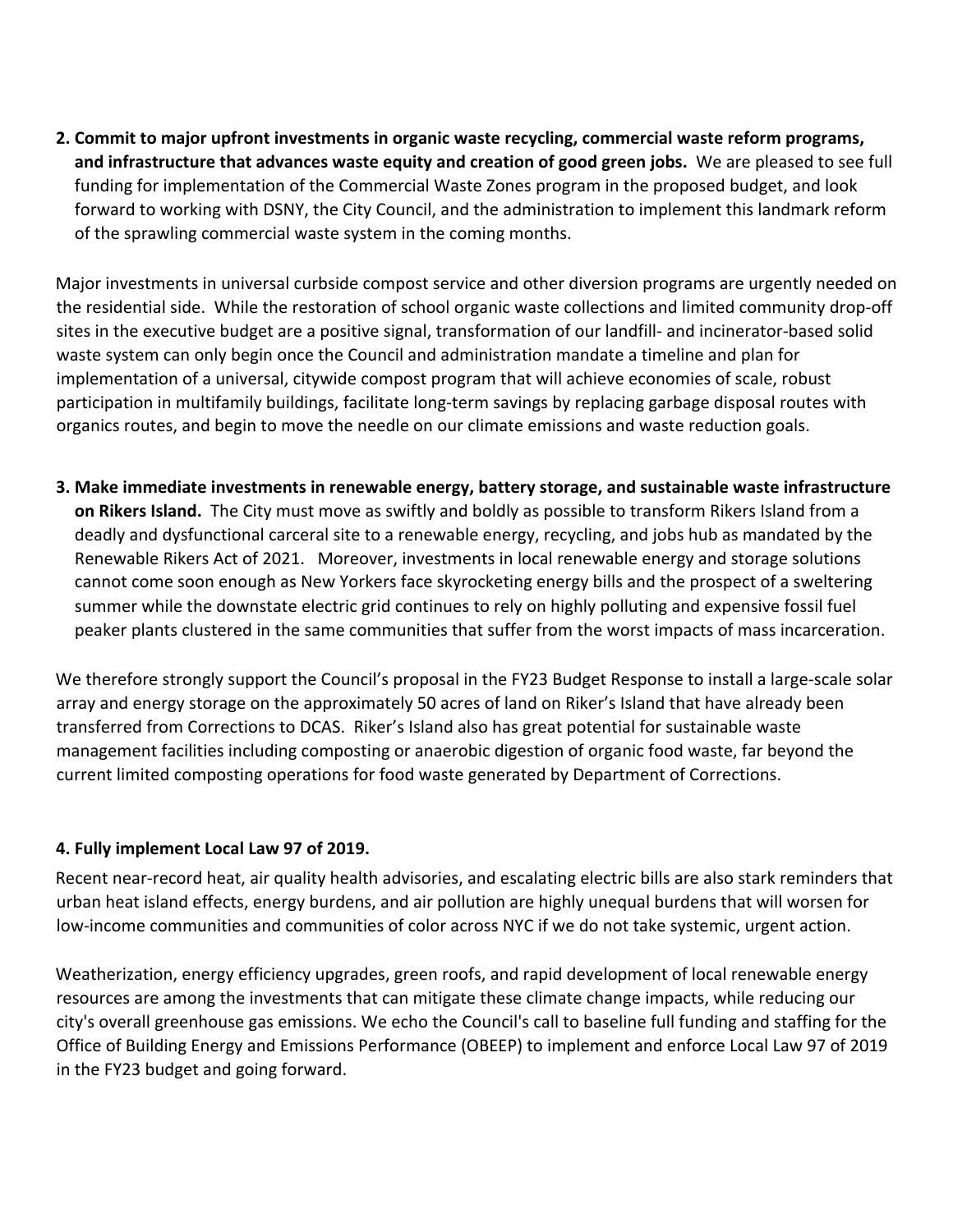2. **Commit to major upfront investments in organic waste recycling, commercial waste reform programs, and infrastructure that advances waste equity and creation of good green jobs.** We are pleased to see full funding for implementation of the Commercial Waste Zones program in the proposed budget, and look forward to working with DSNY, the City Council, and the administration to implement this landmark reform of the sprawling commercial waste system in the coming months.

Major investments in universal curbside compost service and other diversion programs are urgently needed on the residential side. While the restoration of school organic waste collections and limited community drop-off sites in the executive budget are a positive signal, transformation of our landfill- and incinerator-based solid waste system can only begin once the Council and administration mandate a timeline and plan for implementation of a universal, citywide compost program that will achieve economies of scale, robust participation in multifamily buildings, facilitate long-term savings by replacing garbage disposal routes with organics routes, and begin to move the needle on our climate emissions and waste reduction goals.

3. **Make immediate investments in renewable energy, battery storage, and sustainable waste infrastructure on Rikers Island.** The City must move as swiftly and boldly as possible to transform Rikers Island from a deadly and dysfunctional carceral site to a renewable energy, recycling, and jobs hub as mandated by the Renewable Rikers Act of 2021. Moreover, investments in local renewable energy and storage solutions cannot come soon enough as New Yorkers face skyrocketing energy bills and the prospect of a sweltering summer while the downstate electric grid continues to rely on highly polluting and expensive fossil fuel peaker plants clustered in the same communities that suffer from the worst impacts of mass incarceration.

We therefore strongly support the Council's proposal in the FY23 Budget Response to install a large-scale solar array and energy storage on the approximately 50 acres of land on Riker's Island that have already been transferred from Corrections to DCAS. Riker's Island also has great potential for sustainable waste management facilities including composting or anaerobic digestion of organic food waste, far beyond the current limited composting operations for food waste generated by Department of Corrections.

**4. Fully implement Local Law 97 of 2019.**

Recent near-record heat, air quality health advisories, and escalating electric bills are also stark reminders that urban heat island effects, energy burdens, and air pollution are highly unequal burdens that will worsen for low-income communities and communities of color across NYC if we do not take systemic, urgent action.

Weatherization, energy efficiency upgrades, green roofs, and rapid development of local renewable energy resources are among the investments that can mitigate these climate change impacts, while reducing our city's overall greenhouse gas emissions. We echo the Council's call to baseline full funding and staffing for the Office of Building Energy and Emissions Performance (OBEEP) to implement and enforce Local Law 97 of 2019 in the FY23 budget and going forward.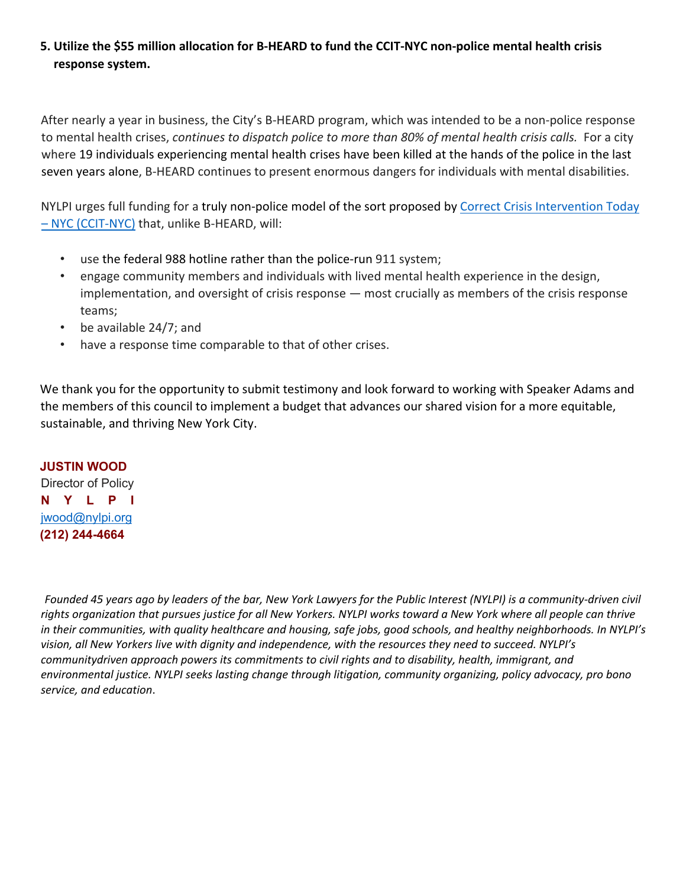5. **Utilize the $55 million allocation for B-HEARD to fund the CCIT-NYC non-police mental health crisis response system.**

After nearly a year in business, the City's B-HEARD program, which was intended to be a non-police response to mental health crises, *continues to dispatch police to more than 80% of mental health crisis calls.* For a city where 19 individuals experiencing mental health crises have been killed at the hands of the police in the last seven years alone, B-HEARD continues to present enormous dangers for individuals with mental disabilities.

NYLPI urges full funding for a truly non-police model of the sort proposed by [Correct Crisis Intervention Today – NYC (CCIT-NYC)]() that, unlike B-HEARD, will:

- use the federal 988 hotline rather than the police-run 911 system;
- engage community members and individuals with lived mental health experience in the design, implementation, and oversight of crisis response — most crucially as members of the crisis response teams;
- be available 24/7; and
- have a response time comparable to that of other crises.

We thank you for the opportunity to submit testimony and look forward to working with Speaker Adams and the members of this council to implement a budget that advances our shared vision for a more equitable, sustainable, and thriving New York City.

**JUSTIN WOOD**
Director of Policy
**N Y L P I**
jwood@nylpi.org
**(212) 244-4664**

*Founded 45 years ago by leaders of the bar, New York Lawyers for the Public Interest (NYLPI) is a community-driven civil rights organization that pursues justice for all New Yorkers. NYLPI works toward a New York where all people can thrive in their communities, with quality healthcare and housing, safe jobs, good schools, and healthy neighborhoods. In NYLPI's vision, all New Yorkers live with dignity and independence, with the resources they need to succeed. NYLPI's communitydriven approach powers its commitments to civil rights and to disability, health, immigrant, and environmental justice. NYLPI seeks lasting change through litigation, community organizing, policy advocacy, pro bono service, and education*.